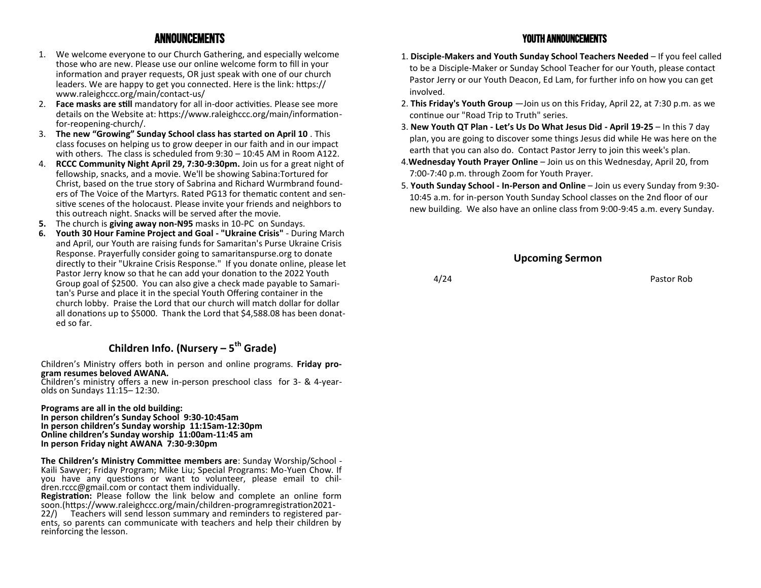## ANNOUNCEMENTS

1. We welcome everyone to our Church Gathering, and especially welcome those who are new. Please use our online welcome form to fill in your information and prayer requests, OR just speak with one of our church leaders. We are happy to get you connected. Here is the link: https://www.raleighccc.org/main/contact-us/
2. **Face masks are still** mandatory for all in-door activities. Please see more details on the Website at: https://www.raleighccc.org/main/information-for-reopening-church/.
3. **The new "Growing" Sunday School class has started on April 10** . This class focuses on helping us to grow deeper in our faith and in our impact with others. The class is scheduled from 9:30 – 10:45 AM in Room A122.
4. **RCCC Community Night April 29, 7:30-9:30pm.** Join us for a great night of fellowship, snacks, and a movie. We'll be showing Sabina:Tortured for Christ, based on the true story of Sabrina and Richard Wurmbrand founders of The Voice of the Martyrs. Rated PG13 for thematic content and sensitive scenes of the holocaust. Please invite your friends and neighbors to this outreach night. Snacks will be served after the movie.
5. The church is **giving away non-N95** masks in 10-PC on Sundays.
6. **Youth 30 Hour Famine Project and Goal - "Ukraine Crisis"** - During March and April, our Youth are raising funds for Samaritan's Purse Ukraine Crisis Response. Prayerfully consider going to samaritanspurse.org to donate directly to their "Ukraine Crisis Response." If you donate online, please let Pastor Jerry know so that he can add your donation to the 2022 Youth Group goal of $2500. You can also give a check made payable to Samaritan's Purse and place it in the special Youth Offering container in the church lobby. Praise the Lord that our church will match dollar for dollar all donations up to $5000. Thank the Lord that $4,588.08 has been donated so far.

## Children Info. (Nursery – 5th Grade)

Children's Ministry offers both in person and online programs. **Friday program resumes beloved AWANA.**
Children's ministry offers a new in-person preschool class for 3- & 4-year-olds on Sundays 11:15– 12:30.

**Programs are all in the old building:**
**In person children's Sunday School 9:30-10:45am**
**In person children's Sunday worship 11:15am-12:30pm**
**Online children's Sunday worship 11:00am-11:45 am**
**In person Friday night AWANA 7:30-9:30pm**

**The Children's Ministry Committee members are**: Sunday Worship/School - Kaili Sawyer; Friday Program; Mike Liu; Special Programs: Mo-Yuen Chow. If you have any questions or want to volunteer, please email to children.rccc@gmail.com or contact them individually.
**Registration:** Please follow the link below and complete an online form soon.(https://www.raleighccc.org/main/children-programregistration2021-22/) Teachers will send lesson summary and reminders to registered parents, so parents can communicate with teachers and help their children by reinforcing the lesson.

## YOUTH ANNOUNCEMENTS

1. **Disciple-Makers and Youth Sunday School Teachers Needed** – If you feel called to be a Disciple-Maker or Sunday School Teacher for our Youth, please contact Pastor Jerry or our Youth Deacon, Ed Lam, for further info on how you can get involved.
2. **This Friday's Youth Group** —Join us on this Friday, April 22, at 7:30 p.m. as we continue our "Road Trip to Truth" series.
3. **New Youth QT Plan - Let's Us Do What Jesus Did - April 19-25** – In this 7 day plan, you are going to discover some things Jesus did while He was here on the earth that you can also do. Contact Pastor Jerry to join this week's plan.
4. **Wednesday Youth Prayer Online** – Join us on this Wednesday, April 20, from 7:00-7:40 p.m. through Zoom for Youth Prayer.
5. **Youth Sunday School - In-Person and Online** – Join us every Sunday from 9:30-10:45 a.m. for in-person Youth Sunday School classes on the 2nd floor of our new building. We also have an online class from 9:00-9:45 a.m. every Sunday.

## Upcoming Sermon

4/24 Pastor Rob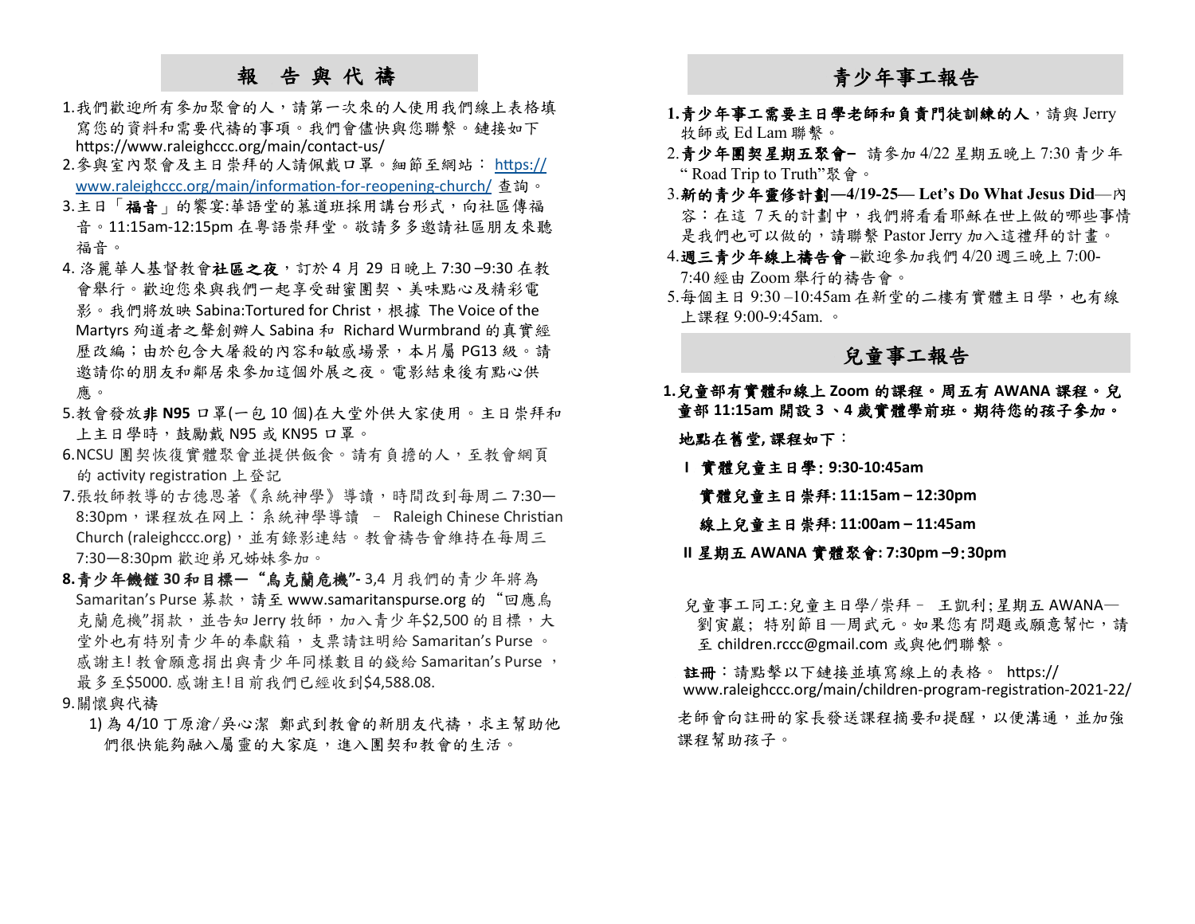## 報 告 與 代 禱

1. 我們歡迎所有參加聚會的人，請第一次來的人使用我們線上表格填寫您的資料和需要代禱的事項。我們會儘快與您聯繫。鏈接如下 https://www.raleighccc.org/main/contact-us/
2. 參與室內聚會及主日崇拜的人請佩戴口罩。細節至網站： https://www.raleighccc.org/main/information-for-reopening-church/ 查詢。
3. 主日「**福音**」的饗宴:華語堂的慕道班採用講台形式，向社區傳福音。11:15am-12:15pm 在粵語崇拜堂。敬請多多邀請社區朋友來聽福音。
4. 洛麗華人基督教會**社區之夜**，訂於 4 月 29 日晚上 7:30 –9:30 在教會舉行。歡迎您來與我們一起享受甜蜜團契、美味點心及精彩電影。我們將放映 Sabina:Tortured for Christ，根據 The Voice of the Martyrs 殉道者之聲創辦人 Sabina 和 Richard Wurmbrand 的真實經歷改編；由於包含大屠殺的內容和敏感場景，本片屬 PG13 級。請邀請你的朋友和鄰居來參加這個外展之夜。電影結束後有點心供應。
5. 教會發放**非 N95** 口罩(一包 10 個)在大堂外供大家使用。主日崇拜和上主日學時，鼓勵戴 N95 或 KN95 口罩。
6. NCSU 團契恢復實體聚會並提供飯食。請有負擔的人，至教會網頁的 activity registration 上登記
7. 張牧師教導的古德恩著《系統神學》導讀，時間改到每周二 7:30—8:30pm，课程放在网上：系統神學導讀 – Raleigh Chinese Christian Church (raleighccc.org)，並有錄影連結。教會禱告會維持在每周三 7:30—8:30pm 歡迎弟兄姊妹參加。
8. **青少年饑饉 30 和目標一 "烏克蘭危機"**- 3,4 月我們的青少年將為 Samaritan's Purse 募款，請至 www.samaritanspurse.org 的 "回應烏克蘭危機"捐款，並告知 Jerry 牧師，加入青少年$2,500 的目標，大堂外也有特別青少年的奉獻箱，支票請註明給 Samaritan's Purse 。感謝主! 教會願意捐出與青少年同樣數目的錢給 Samaritan's Purse ，最多至$5000. 感謝主!目前我們已經收到$4,588.08.
9. 關懷與代禱
   1) 為 4/10 丁原滄/吳心潔 鄭武到教會的新朋友代禱，求主幫助他們很快能夠融入屬靈的大家庭，進入團契和教會的生活。

## 青少年事工報告

1. **青少年事工需要主日學老師和負責門徒訓練的人**，請與 Jerry 牧師或 Ed Lam 聯繫。
2. **青少年團契星期五聚會–** 請參加 4/22 星期五晚上 7:30 青少年 " Road Trip to Truth"聚會。
3. **新的青少年靈修計劃—4/19-25— Let's Do What Jesus Did**—內容：在這 7 天的計劃中，我們將看看耶穌在世上做的哪些事情是我們也可以做的，請聯繫 Pastor Jerry 加入這禮拜的計畫。
4. **週三青少年線上禱告會** –歡迎參加我們 4/20 週三晚上 7:00-7:40 經由 Zoom 舉行的禱告會。
5. 每個主日 9:30 –10:45am 在新堂的二樓有實體主日學，也有線上課程 9:00-9:45am. 。

## 兒童事工報告

1. **兒童部有實體和線上 Zoom 的課程。周五有 AWANA 課程。兒童部 11:15am 開設 3 、4 歲實體學前班。期待您的孩子參加。**

**地點在舊堂, 課程如下**：

**I 實體兒童主日學: 9:30-10:45am**

**實體兒童主日崇拜: 11:15am – 12:30pm**

**線上兒童主日崇拜: 11:00am – 11:45am**

**II 星期五 AWANA 實體聚會: 7:30pm –9:30pm**

兒童事工同工:兒童主日學/崇拜– 王凱利;星期五 AWANA—劉寅巖; 特別節目—周武元。如果您有問題或願意幫忙，請至 children.rccc@gmail.com 或與他們聯繫。

**註冊**：請點擊以下鏈接並填寫線上的表格。 https://www.raleighccc.org/main/children-program-registration-2021-22/

老師會向註冊的家長發送課程摘要和提醒，以便溝通，並加強課程幫助孩子。